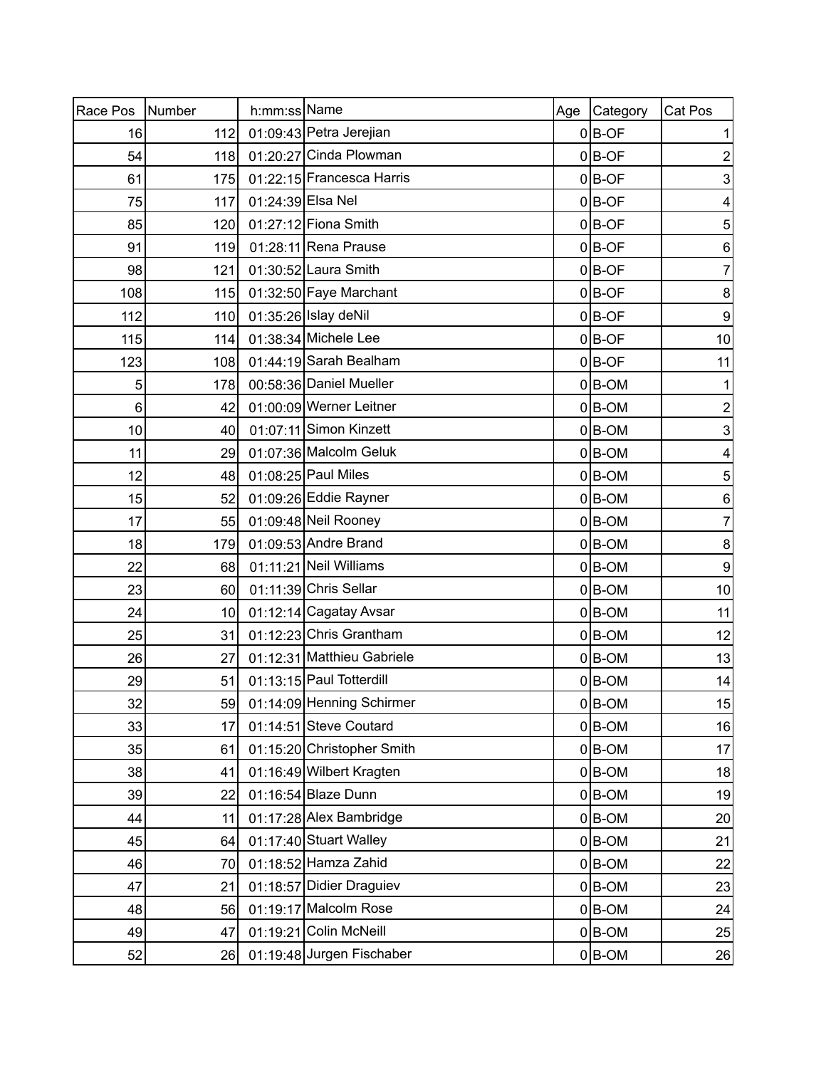| Race Pos | Number | h:mm:ss | Name | Age | Category | Cat Pos |
|---|---|---|---|---|---|---|
| 16 | 112 | 01:09:43 | Petra Jerejian | 0 | B-OF | 1 |
| 54 | 118 | 01:20:27 | Cinda Plowman | 0 | B-OF | 2 |
| 61 | 175 | 01:22:15 | Francesca Harris | 0 | B-OF | 3 |
| 75 | 117 | 01:24:39 | Elsa Nel | 0 | B-OF | 4 |
| 85 | 120 | 01:27:12 | Fiona Smith | 0 | B-OF | 5 |
| 91 | 119 | 01:28:11 | Rena Prause | 0 | B-OF | 6 |
| 98 | 121 | 01:30:52 | Laura Smith | 0 | B-OF | 7 |
| 108 | 115 | 01:32:50 | Faye Marchant | 0 | B-OF | 8 |
| 112 | 110 | 01:35:26 | Islay deNil | 0 | B-OF | 9 |
| 115 | 114 | 01:38:34 | Michele Lee | 0 | B-OF | 10 |
| 123 | 108 | 01:44:19 | Sarah Bealham | 0 | B-OF | 11 |
| 5 | 178 | 00:58:36 | Daniel Mueller | 0 | B-OM | 1 |
| 6 | 42 | 01:00:09 | Werner Leitner | 0 | B-OM | 2 |
| 10 | 40 | 01:07:11 | Simon Kinzett | 0 | B-OM | 3 |
| 11 | 29 | 01:07:36 | Malcolm Geluk | 0 | B-OM | 4 |
| 12 | 48 | 01:08:25 | Paul Miles | 0 | B-OM | 5 |
| 15 | 52 | 01:09:26 | Eddie Rayner | 0 | B-OM | 6 |
| 17 | 55 | 01:09:48 | Neil Rooney | 0 | B-OM | 7 |
| 18 | 179 | 01:09:53 | Andre Brand | 0 | B-OM | 8 |
| 22 | 68 | 01:11:21 | Neil Williams | 0 | B-OM | 9 |
| 23 | 60 | 01:11:39 | Chris Sellar | 0 | B-OM | 10 |
| 24 | 10 | 01:12:14 | Cagatay Avsar | 0 | B-OM | 11 |
| 25 | 31 | 01:12:23 | Chris Grantham | 0 | B-OM | 12 |
| 26 | 27 | 01:12:31 | Matthieu Gabriele | 0 | B-OM | 13 |
| 29 | 51 | 01:13:15 | Paul Totterdill | 0 | B-OM | 14 |
| 32 | 59 | 01:14:09 | Henning Schirmer | 0 | B-OM | 15 |
| 33 | 17 | 01:14:51 | Steve Coutard | 0 | B-OM | 16 |
| 35 | 61 | 01:15:20 | Christopher Smith | 0 | B-OM | 17 |
| 38 | 41 | 01:16:49 | Wilbert Kragten | 0 | B-OM | 18 |
| 39 | 22 | 01:16:54 | Blaze Dunn | 0 | B-OM | 19 |
| 44 | 11 | 01:17:28 | Alex Bambridge | 0 | B-OM | 20 |
| 45 | 64 | 01:17:40 | Stuart Walley | 0 | B-OM | 21 |
| 46 | 70 | 01:18:52 | Hamza Zahid | 0 | B-OM | 22 |
| 47 | 21 | 01:18:57 | Didier Draguiev | 0 | B-OM | 23 |
| 48 | 56 | 01:19:17 | Malcolm Rose | 0 | B-OM | 24 |
| 49 | 47 | 01:19:21 | Colin McNeill | 0 | B-OM | 25 |
| 52 | 26 | 01:19:48 | Jurgen Fischaber | 0 | B-OM | 26 |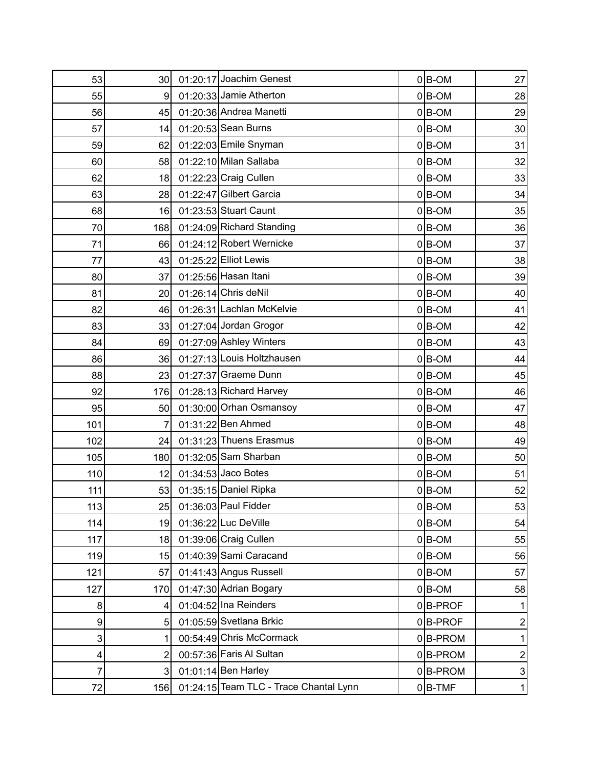| | | | | | | |
|---|---|---|---|---|---|---|
| 53 | 30 | 01:20:17 | Joachim Genest | 0 | B-OM | 27 |
| 55 | 9 | 01:20:33 | Jamie Atherton | 0 | B-OM | 28 |
| 56 | 45 | 01:20:36 | Andrea Manetti | 0 | B-OM | 29 |
| 57 | 14 | 01:20:53 | Sean Burns | 0 | B-OM | 30 |
| 59 | 62 | 01:22:03 | Emile Snyman | 0 | B-OM | 31 |
| 60 | 58 | 01:22:10 | Milan Sallaba | 0 | B-OM | 32 |
| 62 | 18 | 01:22:23 | Craig Cullen | 0 | B-OM | 33 |
| 63 | 28 | 01:22:47 | Gilbert Garcia | 0 | B-OM | 34 |
| 68 | 16 | 01:23:53 | Stuart Caunt | 0 | B-OM | 35 |
| 70 | 168 | 01:24:09 | Richard Standing | 0 | B-OM | 36 |
| 71 | 66 | 01:24:12 | Robert Wernicke | 0 | B-OM | 37 |
| 77 | 43 | 01:25:22 | Elliot Lewis | 0 | B-OM | 38 |
| 80 | 37 | 01:25:56 | Hasan Itani | 0 | B-OM | 39 |
| 81 | 20 | 01:26:14 | Chris deNil | 0 | B-OM | 40 |
| 82 | 46 | 01:26:31 | Lachlan McKelvie | 0 | B-OM | 41 |
| 83 | 33 | 01:27:04 | Jordan Grogor | 0 | B-OM | 42 |
| 84 | 69 | 01:27:09 | Ashley Winters | 0 | B-OM | 43 |
| 86 | 36 | 01:27:13 | Louis Holtzhausen | 0 | B-OM | 44 |
| 88 | 23 | 01:27:37 | Graeme Dunn | 0 | B-OM | 45 |
| 92 | 176 | 01:28:13 | Richard Harvey | 0 | B-OM | 46 |
| 95 | 50 | 01:30:00 | Orhan Osmansoy | 0 | B-OM | 47 |
| 101 | 7 | 01:31:22 | Ben Ahmed | 0 | B-OM | 48 |
| 102 | 24 | 01:31:23 | Thuens Erasmus | 0 | B-OM | 49 |
| 105 | 180 | 01:32:05 | Sam Sharban | 0 | B-OM | 50 |
| 110 | 12 | 01:34:53 | Jaco Botes | 0 | B-OM | 51 |
| 111 | 53 | 01:35:15 | Daniel Ripka | 0 | B-OM | 52 |
| 113 | 25 | 01:36:03 | Paul Fidder | 0 | B-OM | 53 |
| 114 | 19 | 01:36:22 | Luc DeVille | 0 | B-OM | 54 |
| 117 | 18 | 01:39:06 | Craig Cullen | 0 | B-OM | 55 |
| 119 | 15 | 01:40:39 | Sami Caracand | 0 | B-OM | 56 |
| 121 | 57 | 01:41:43 | Angus Russell | 0 | B-OM | 57 |
| 127 | 170 | 01:47:30 | Adrian Bogary | 0 | B-OM | 58 |
| 8 | 4 | 01:04:52 | Ina Reinders | 0 | B-PROF | 1 |
| 9 | 5 | 01:05:59 | Svetlana Brkic | 0 | B-PROF | 2 |
| 3 | 1 | 00:54:49 | Chris McCormack | 0 | B-PROM | 1 |
| 4 | 2 | 00:57:36 | Faris Al Sultan | 0 | B-PROM | 2 |
| 7 | 3 | 01:01:14 | Ben Harley | 0 | B-PROM | 3 |
| 72 | 156 | 01:24:15 | Team TLC - Trace Chantal Lynn | 0 | B-TMF | 1 |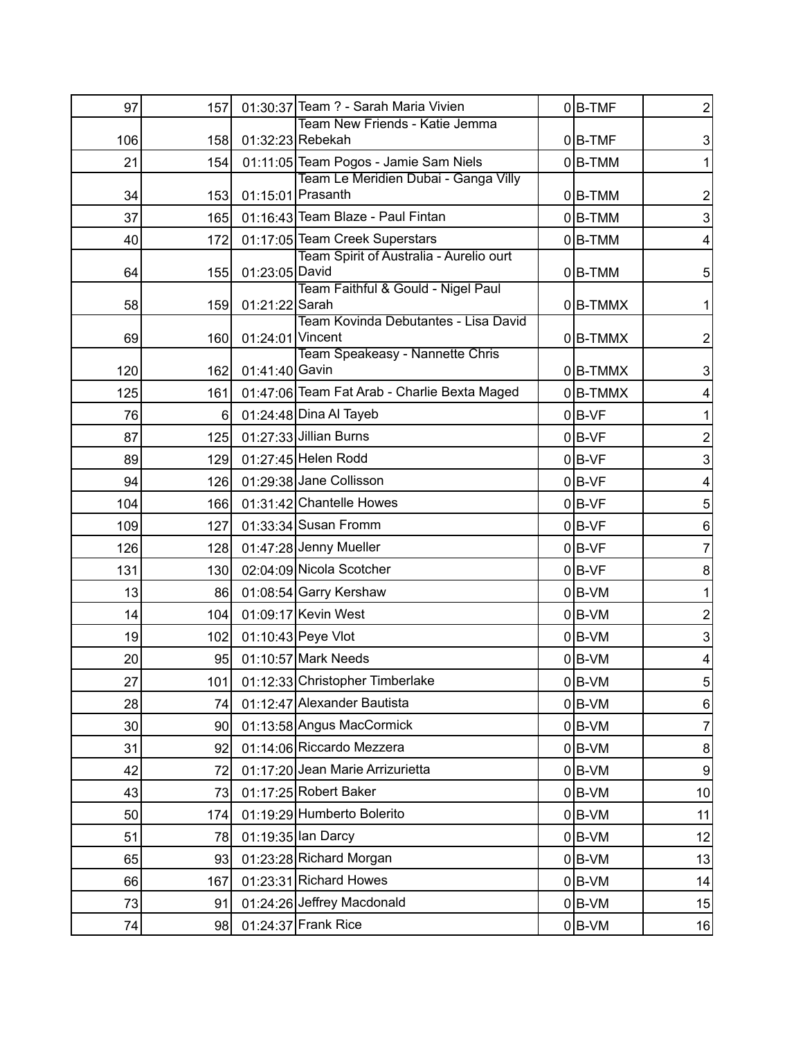| | | | | | | |
|---|---|---|---|---|---|---|
| 97 | 157 | 01:30:37 | Team ? - Sarah Maria Vivien | 0 | B-TMF | 2 |
| 106 | 158 | 01:32:23 | Team New Friends - Katie Jemma Rebekah | 0 | B-TMF | 3 |
| 21 | 154 | 01:11:05 | Team Pogos - Jamie Sam Niels | 0 | B-TMM | 1 |
| 34 | 153 | 01:15:01 | Team Le Meridien Dubai - Ganga Villy Prasanth | 0 | B-TMM | 2 |
| 37 | 165 | 01:16:43 | Team Blaze - Paul Fintan | 0 | B-TMM | 3 |
| 40 | 172 | 01:17:05 | Team Creek Superstars | 0 | B-TMM | 4 |
| 64 | 155 | 01:23:05 | Team Spirit of Australia - Aurelio ourt David | 0 | B-TMM | 5 |
| 58 | 159 | 01:21:22 | Team Faithful & Gould - Nigel Paul Sarah | 0 | B-TMMX | 1 |
| 69 | 160 | 01:24:01 | Team Kovinda Debutantes - Lisa David Vincent | 0 | B-TMMX | 2 |
| 120 | 162 | 01:41:40 | Team Speakeasy - Nannette Chris Gavin | 0 | B-TMMX | 3 |
| 125 | 161 | 01:47:06 | Team Fat Arab - Charlie Bexta Maged | 0 | B-TMMX | 4 |
| 76 | 6 | 01:24:48 | Dina Al Tayeb | 0 | B-VF | 1 |
| 87 | 125 | 01:27:33 | Jillian Burns | 0 | B-VF | 2 |
| 89 | 129 | 01:27:45 | Helen Rodd | 0 | B-VF | 3 |
| 94 | 126 | 01:29:38 | Jane Collisson | 0 | B-VF | 4 |
| 104 | 166 | 01:31:42 | Chantelle Howes | 0 | B-VF | 5 |
| 109 | 127 | 01:33:34 | Susan Fromm | 0 | B-VF | 6 |
| 126 | 128 | 01:47:28 | Jenny Mueller | 0 | B-VF | 7 |
| 131 | 130 | 02:04:09 | Nicola Scotcher | 0 | B-VF | 8 |
| 13 | 86 | 01:08:54 | Garry Kershaw | 0 | B-VM | 1 |
| 14 | 104 | 01:09:17 | Kevin West | 0 | B-VM | 2 |
| 19 | 102 | 01:10:43 | Peye Vlot | 0 | B-VM | 3 |
| 20 | 95 | 01:10:57 | Mark Needs | 0 | B-VM | 4 |
| 27 | 101 | 01:12:33 | Christopher Timberlake | 0 | B-VM | 5 |
| 28 | 74 | 01:12:47 | Alexander Bautista | 0 | B-VM | 6 |
| 30 | 90 | 01:13:58 | Angus MacCormick | 0 | B-VM | 7 |
| 31 | 92 | 01:14:06 | Riccardo Mezzera | 0 | B-VM | 8 |
| 42 | 72 | 01:17:20 | Jean Marie Arrizurietta | 0 | B-VM | 9 |
| 43 | 73 | 01:17:25 | Robert Baker | 0 | B-VM | 10 |
| 50 | 174 | 01:19:29 | Humberto Bolerito | 0 | B-VM | 11 |
| 51 | 78 | 01:19:35 | Ian Darcy | 0 | B-VM | 12 |
| 65 | 93 | 01:23:28 | Richard Morgan | 0 | B-VM | 13 |
| 66 | 167 | 01:23:31 | Richard Howes | 0 | B-VM | 14 |
| 73 | 91 | 01:24:26 | Jeffrey Macdonald | 0 | B-VM | 15 |
| 74 | 98 | 01:24:37 | Frank Rice | 0 | B-VM | 16 |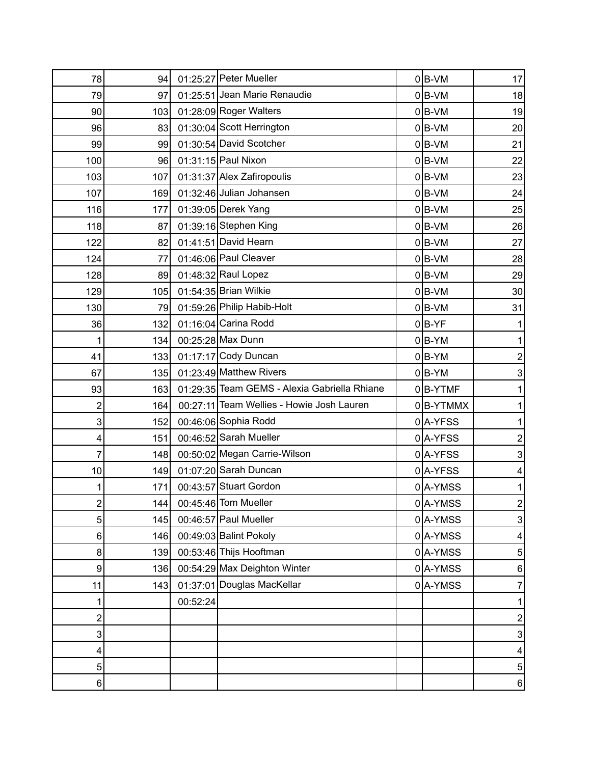| | | | | | | |
|---|---|---|---|---|---|---|
| 78 | 94 | 01:25:27 | Peter Mueller | 0 | B-VM | 17 |
| 79 | 97 | 01:25:51 | Jean Marie Renaudie | 0 | B-VM | 18 |
| 90 | 103 | 01:28:09 | Roger Walters | 0 | B-VM | 19 |
| 96 | 83 | 01:30:04 | Scott Herrington | 0 | B-VM | 20 |
| 99 | 99 | 01:30:54 | David Scotcher | 0 | B-VM | 21 |
| 100 | 96 | 01:31:15 | Paul Nixon | 0 | B-VM | 22 |
| 103 | 107 | 01:31:37 | Alex Zafiropoulis | 0 | B-VM | 23 |
| 107 | 169 | 01:32:46 | Julian Johansen | 0 | B-VM | 24 |
| 116 | 177 | 01:39:05 | Derek Yang | 0 | B-VM | 25 |
| 118 | 87 | 01:39:16 | Stephen King | 0 | B-VM | 26 |
| 122 | 82 | 01:41:51 | David Hearn | 0 | B-VM | 27 |
| 124 | 77 | 01:46:06 | Paul Cleaver | 0 | B-VM | 28 |
| 128 | 89 | 01:48:32 | Raul Lopez | 0 | B-VM | 29 |
| 129 | 105 | 01:54:35 | Brian Wilkie | 0 | B-VM | 30 |
| 130 | 79 | 01:59:26 | Philip Habib-Holt | 0 | B-VM | 31 |
| 36 | 132 | 01:16:04 | Carina Rodd | 0 | B-YF | 1 |
| 1 | 134 | 00:25:28 | Max Dunn | 0 | B-YM | 1 |
| 41 | 133 | 01:17:17 | Cody Duncan | 0 | B-YM | 2 |
| 67 | 135 | 01:23:49 | Matthew Rivers | 0 | B-YM | 3 |
| 93 | 163 | 01:29:35 | Team GEMS - Alexia Gabriella Rhiane | 0 | B-YTMF | 1 |
| 2 | 164 | 00:27:11 | Team Wellies - Howie Josh Lauren | 0 | B-YTMMX | 1 |
| 3 | 152 | 00:46:06 | Sophia Rodd | 0 | A-YFSS | 1 |
| 4 | 151 | 00:46:52 | Sarah Mueller | 0 | A-YFSS | 2 |
| 7 | 148 | 00:50:02 | Megan Carrie-Wilson | 0 | A-YFSS | 3 |
| 10 | 149 | 01:07:20 | Sarah Duncan | 0 | A-YFSS | 4 |
| 1 | 171 | 00:43:57 | Stuart Gordon | 0 | A-YMSS | 1 |
| 2 | 144 | 00:45:46 | Tom Mueller | 0 | A-YMSS | 2 |
| 5 | 145 | 00:46:57 | Paul Mueller | 0 | A-YMSS | 3 |
| 6 | 146 | 00:49:03 | Balint Pokoly | 0 | A-YMSS | 4 |
| 8 | 139 | 00:53:46 | Thijs Hooftman | 0 | A-YMSS | 5 |
| 9 | 136 | 00:54:29 | Max Deighton Winter | 0 | A-YMSS | 6 |
| 11 | 143 | 01:37:01 | Douglas MacKellar | 0 | A-YMSS | 7 |
| 1 | | 00:52:24 | | | | 1 |
| 2 | | | | | | 2 |
| 3 | | | | | | 3 |
| 4 | | | | | | 4 |
| 5 | | | | | | 5 |
| 6 | | | | | | 6 |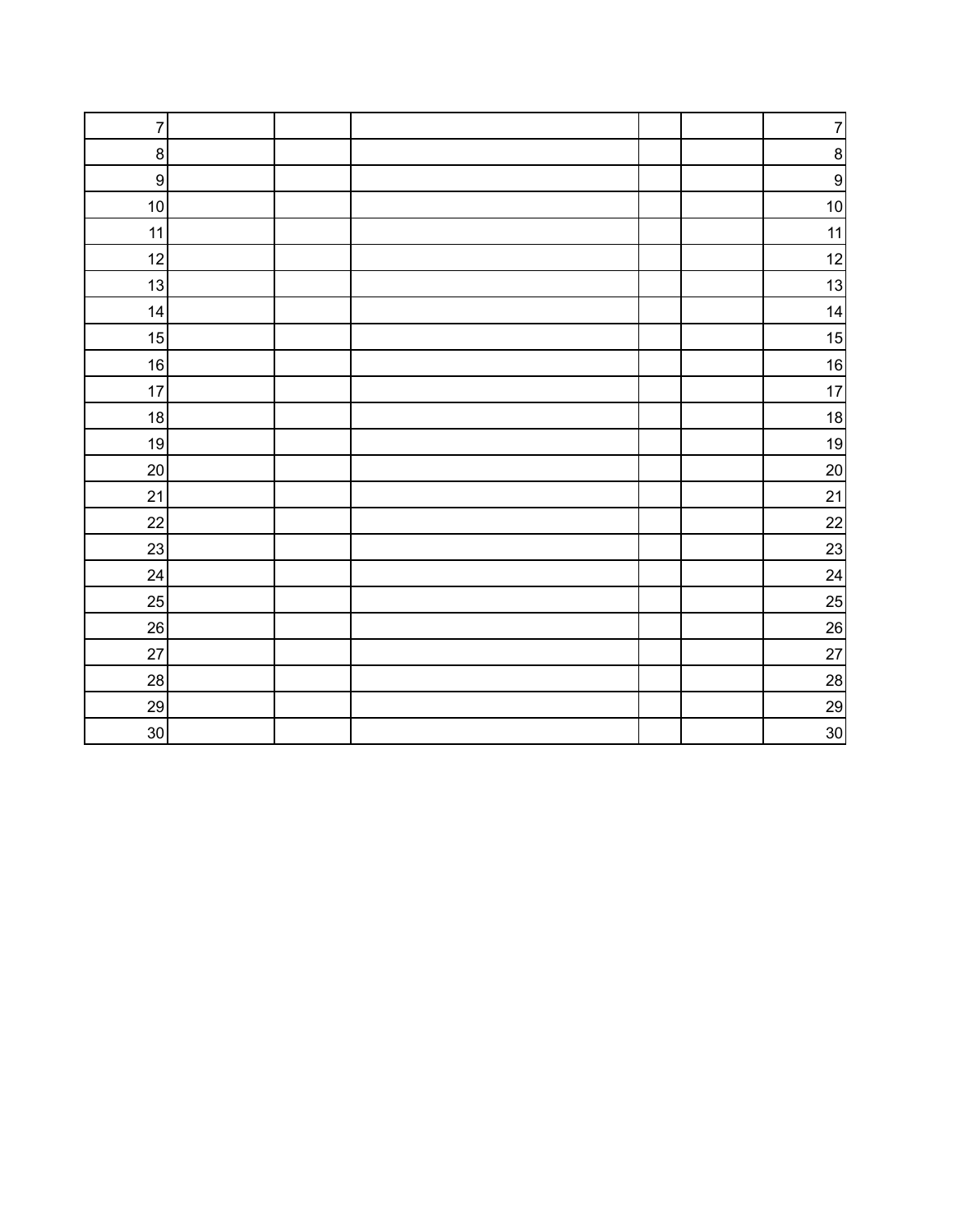| | | | | | | |
|---|---|---|---|---|---|---|
| 7 | | | | | | 7 |
| 8 | | | | | | 8 |
| 9 | | | | | | 9 |
| 10 | | | | | | 10 |
| 11 | | | | | | 11 |
| 12 | | | | | | 12 |
| 13 | | | | | | 13 |
| 14 | | | | | | 14 |
| 15 | | | | | | 15 |
| 16 | | | | | | 16 |
| 17 | | | | | | 17 |
| 18 | | | | | | 18 |
| 19 | | | | | | 19 |
| 20 | | | | | | 20 |
| 21 | | | | | | 21 |
| 22 | | | | | | 22 |
| 23 | | | | | | 23 |
| 24 | | | | | | 24 |
| 25 | | | | | | 25 |
| 26 | | | | | | 26 |
| 27 | | | | | | 27 |
| 28 | | | | | | 28 |
| 29 | | | | | | 29 |
| 30 | | | | | | 30 |